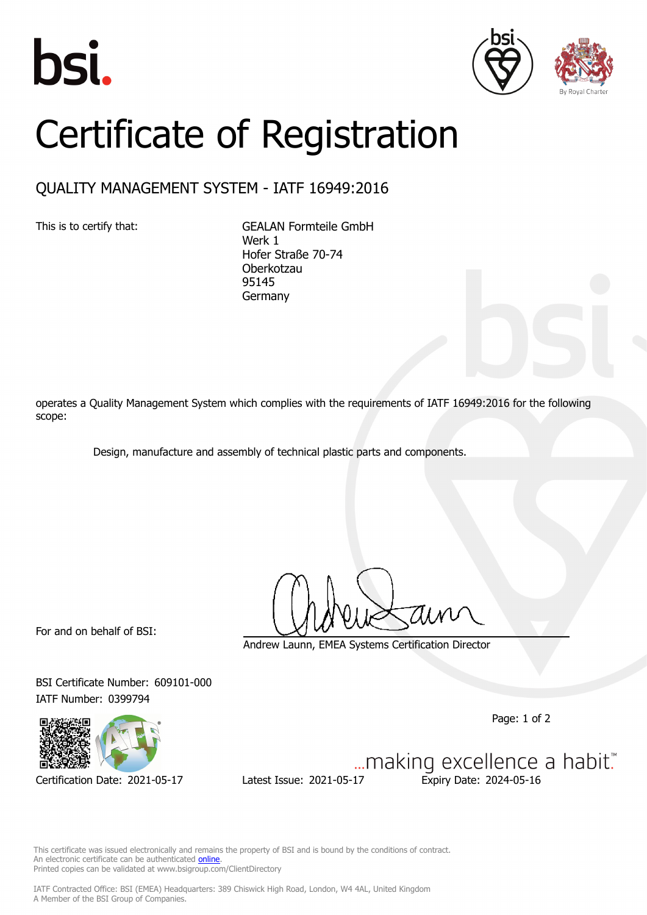# Certificate of Registration

## QUALITY MANAGEMENT SYSTEM - IATF 16949:2016

This is to certify that:

GEALAN Formteile GmbH
Werk 1
Hofer Straße 70-74
Oberkotzau
95145
Germany

operates a Quality Management System which complies with the requirements of IATF 16949:2016 for the following scope:

Design, manufacture and assembly of technical plastic parts and components.

For and on behalf of BSI:

Andrew Launn, EMEA Systems Certification Director

BSI Certificate Number: 609101-000
IATF Number: 0399794

Certification Date: 2021-05-17

Latest Issue: 2021-05-17

Expiry Date: 2024-05-16

...making excellence a habit.™

This certificate was issued electronically and remains the property of BSI and is bound by the conditions of contract.
An electronic certificate can be authenticated online.
Printed copies can be validated at www.bsigroup.com/ClientDirectory

IATF Contracted Office: BSI (EMEA) Headquarters: 389 Chiswick High Road, London, W4 4AL, United Kingdom
A Member of the BSI Group of Companies.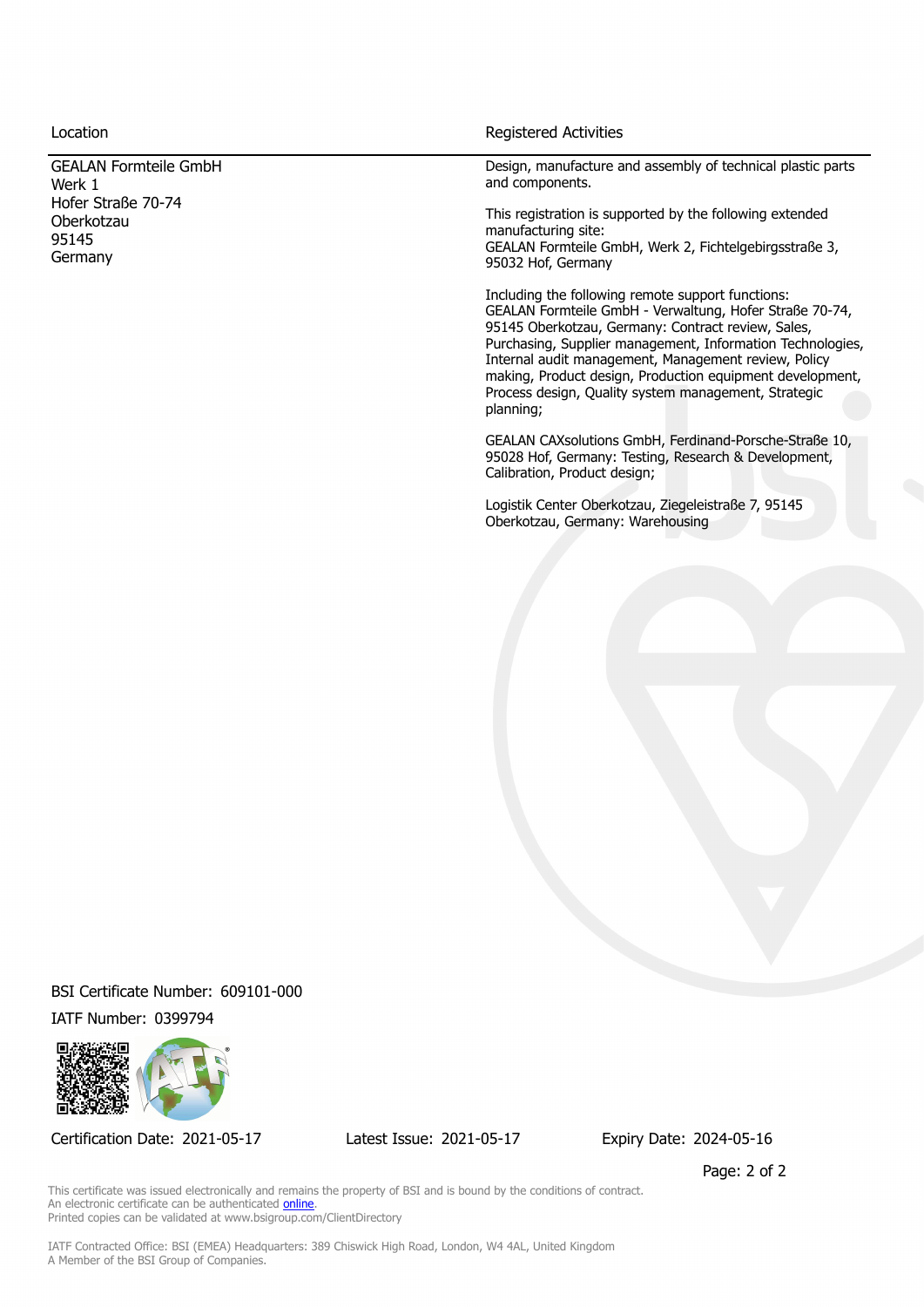| Location | Registered Activities |
| --- | --- |
| GEALAN Formteile GmbH<br>Werk 1<br>Hofer Straße 70-74<br>Oberkotzau<br>95145<br>Germany | Design, manufacture and assembly of technical plastic parts and components.<br><br>This registration is supported by the following extended manufacturing site:<br>GEALAN Formteile GmbH, Werk 2, Fichtelgebirgsstraße 3, 95032 Hof, Germany<br><br>Including the following remote support functions:<br>GEALAN Formteile GmbH - Verwaltung, Hofer Straße 70-74, 95145 Oberkotzau, Germany: Contract review, Sales, Purchasing, Supplier management, Information Technologies, Internal audit management, Management review, Policy making, Product design, Production equipment development, Process design, Quality system management, Strategic planning;<br><br>GEALAN CAXsolutions GmbH, Ferdinand-Porsche-Straße 10, 95028 Hof, Germany: Testing, Research & Development, Calibration, Product design;<br><br>Logistik Center Oberkotzau, Ziegeleistraße 7, 95145 Oberkotzau, Germany: Warehousing |

BSI Certificate Number: 609101-000

IATF Number: 0399794

Certification Date: 2021-05-17 Latest Issue: 2021-05-17 Expiry Date: 2024-05-16

This certificate was issued electronically and remains the property of BSI and is bound by the conditions of contract.
An electronic certificate can be authenticated online.
Printed copies can be validated at www.bsigroup.com/ClientDirectory

IATF Contracted Office: BSI (EMEA) Headquarters: 389 Chiswick High Road, London, W4 4AL, United Kingdom
A Member of the BSI Group of Companies.